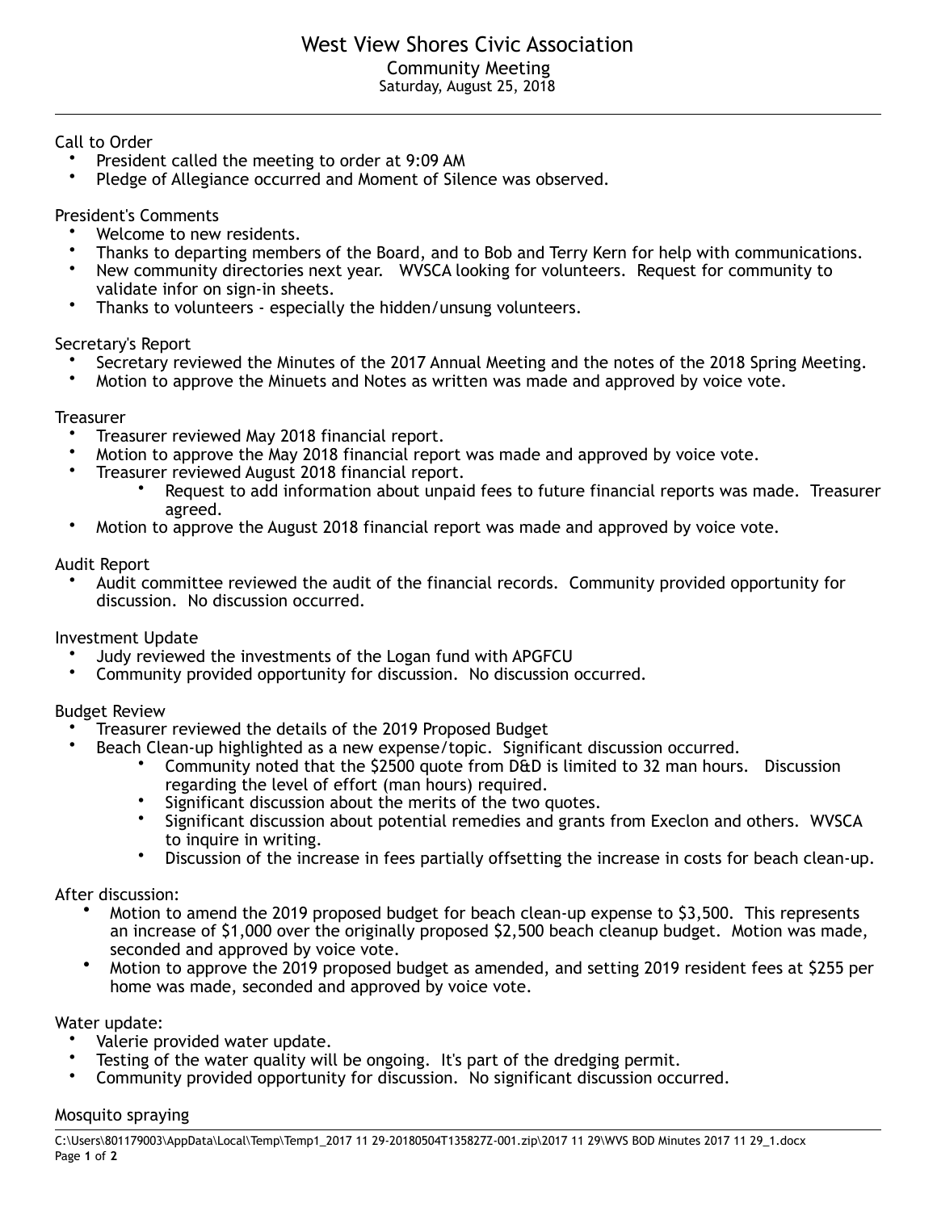# West View Shores Civic Association

## Community Meeting

Saturday, August 25, 2018

---

Call to Order

- President called the meeting to order at 9:09 AM
- Pledge of Allegiance occurred and Moment of Silence was observed.

President's Comments

- Welcome to new residents.
- Thanks to departing members of the Board, and to Bob and Terry Kern for help with communications.
- New community directories next year.  WVSCA looking for volunteers.  Request for community to validate infor on sign-in sheets.
- Thanks to volunteers - especially the hidden/unsung volunteers.

Secretary's Report

- Secretary reviewed the Minutes of the 2017 Annual Meeting and the notes of the 2018 Spring Meeting.
- Motion to approve the Minuets and Notes as written was made and approved by voice vote.

Treasurer

- Treasurer reviewed May 2018 financial report.
- Motion to approve the May 2018 financial report was made and approved by voice vote.
- Treasurer reviewed August 2018 financial report.
    - Request to add information about unpaid fees to future financial reports was made.  Treasurer agreed.
- Motion to approve the August 2018 financial report was made and approved by voice vote.

Audit Report

- Audit committee reviewed the audit of the financial records.  Community provided opportunity for discussion.  No discussion occurred.

Investment Update

- Judy reviewed the investments of the Logan fund with APGFCU
- Community provided opportunity for discussion.  No discussion occurred.

Budget Review

- Treasurer reviewed the details of the 2019 Proposed Budget
- Beach Clean-up highlighted as a new expense/topic.  Significant discussion occurred.
    - Community noted that the $2500 quote from D&D is limited to 32 man hours.  Discussion regarding the level of effort (man hours) required.
    - Significant discussion about the merits of the two quotes.
    - Significant discussion about potential remedies and grants from Execlon and others.  WVSCA to inquire in writing.
    - Discussion of the increase in fees partially offsetting the increase in costs for beach clean-up.

After discussion:

- Motion to amend the 2019 proposed budget for beach clean-up expense to $3,500.  This represents an increase of $1,000 over the originally proposed $2,500 beach cleanup budget.  Motion was made, seconded and approved by voice vote.
- Motion to approve the 2019 proposed budget as amended, and setting 2019 resident fees at $255 per home was made, seconded and approved by voice vote.

Water update:

- Valerie provided water update.
- Testing of the water quality will be ongoing.  It's part of the dredging permit.
- Community provided opportunity for discussion.  No significant discussion occurred.

Mosquito spraying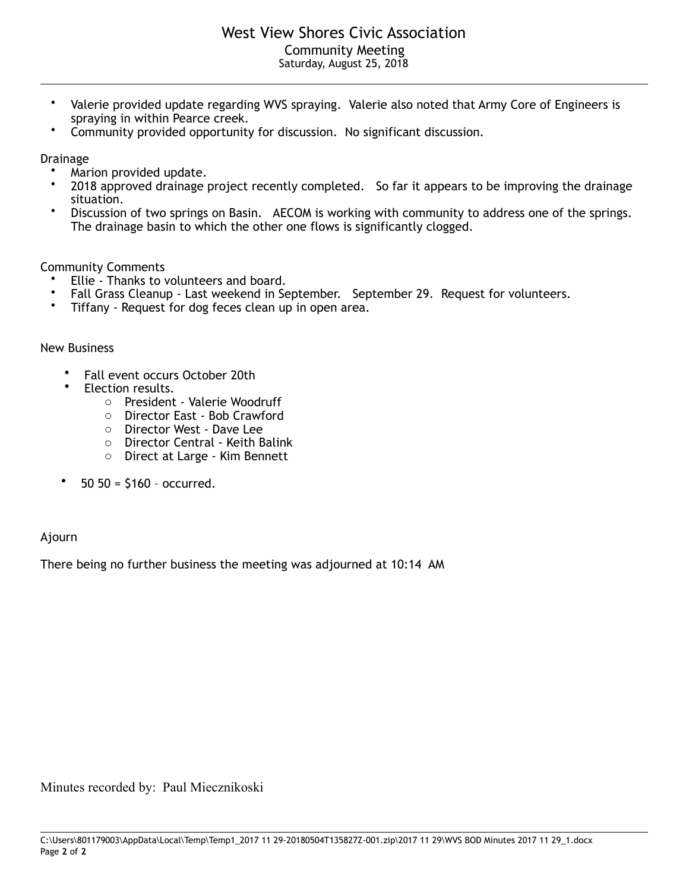- Valerie provided update regarding WVS spraying.  Valerie also noted that Army Core of Engineers is spraying in within Pearce creek.
- Community provided opportunity for discussion.  No significant discussion.

Drainage

- Marion provided update.
- 2018 approved drainage project recently completed.   So far it appears to be improving the drainage situation.
- Discussion of two springs on Basin.   AECOM is working with community to address one of the springs. The drainage basin to which the other one flows is significantly clogged.

Community Comments

- Ellie - Thanks to volunteers and board.
- Fall Grass Cleanup - Last weekend in September.   September 29.  Request for volunteers.
- Tiffany - Request for dog feces clean up in open area.

New Business

- Fall event occurs October 20th
- Election results.
    - President - Valerie Woodruff
    - Director East - Bob Crawford
    - Director West - Dave Lee
    - Director Central - Keith Balink
    - Direct at Large - Kim Bennett
- 50 50 = $160 – occurred.

Ajourn

There being no further business the meeting was adjourned at 10:14  AM

Minutes recorded by:  Paul Miecznikoski